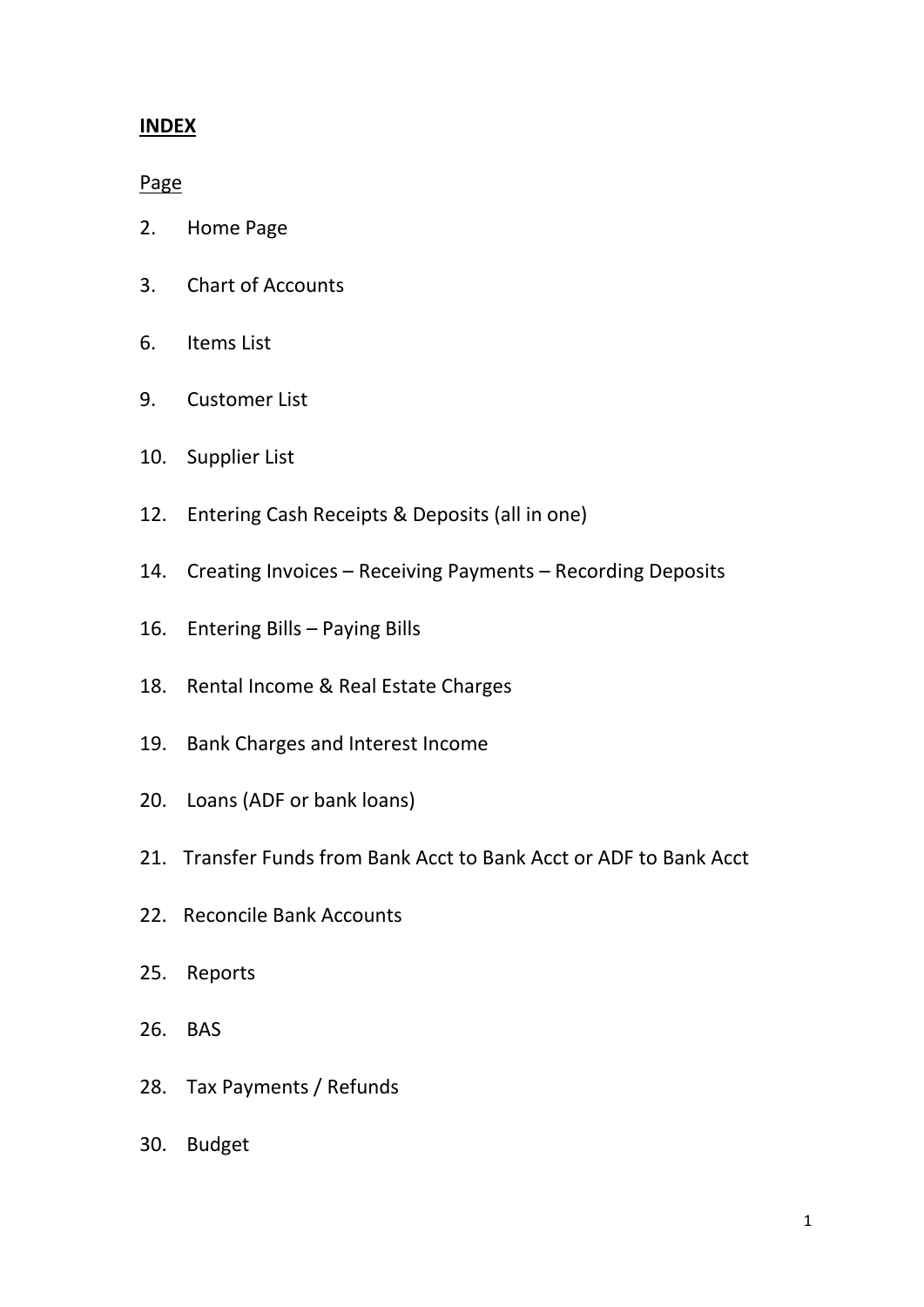**INDEX**

Page

2. Home Page

3. Chart of Accounts

6. Items List

9. Customer List

10. Supplier List

12. Entering Cash Receipts & Deposits (all in one)

14. Creating Invoices – Receiving Payments – Recording Deposits

16. Entering Bills – Paying Bills

18. Rental Income & Real Estate Charges

19. Bank Charges and Interest Income

20. Loans (ADF or bank loans)

21. Transfer Funds from Bank Acct to Bank Acct or ADF to Bank Acct

22. Reconcile Bank Accounts

25. Reports

26. BAS

28. Tax Payments / Refunds

30. Budget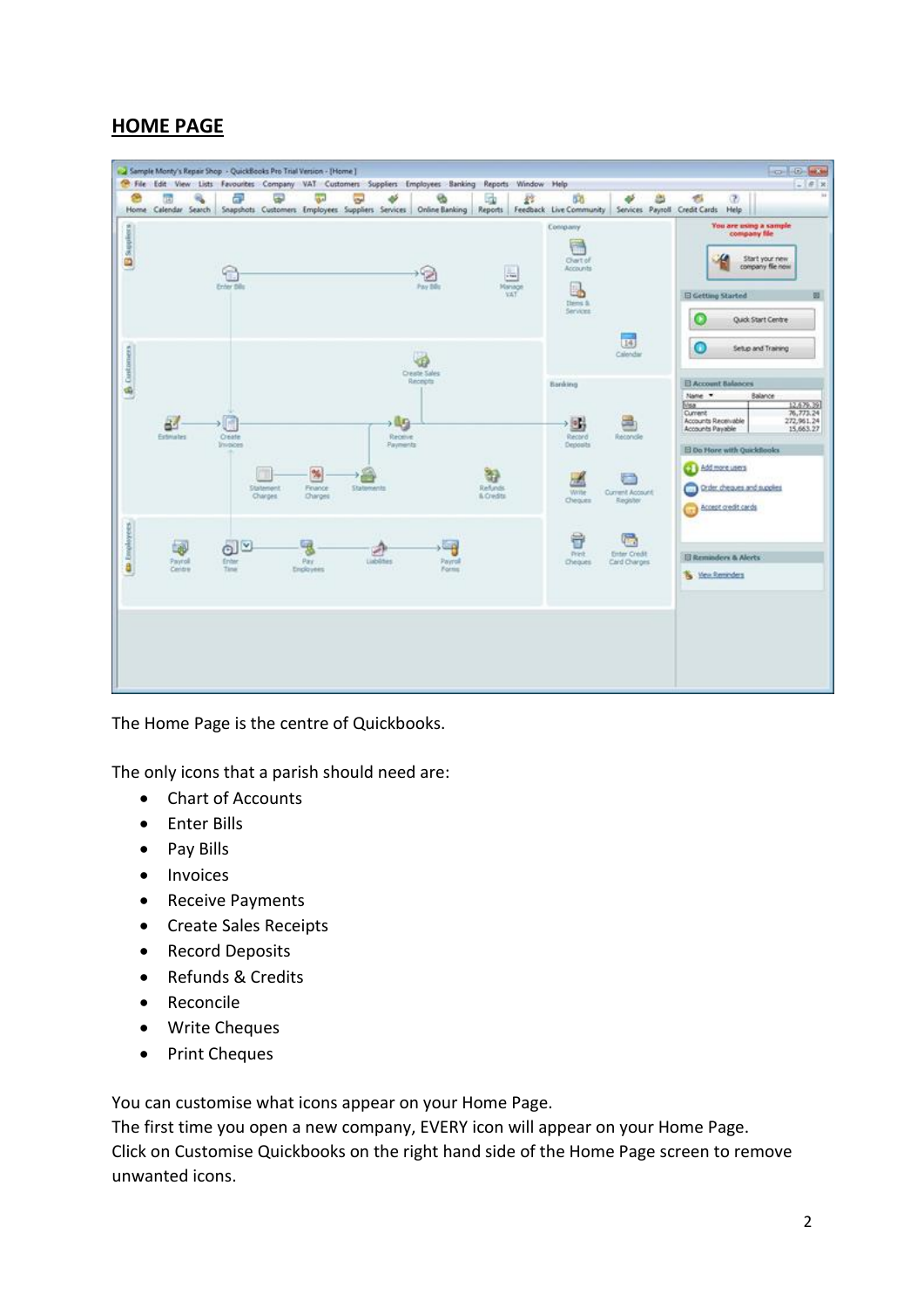## HOME PAGE

The Home Page is the centre of Quickbooks.

The only icons that a parish should need are:

- Chart of Accounts
- Enter Bills
- Pay Bills
- Invoices
- Receive Payments
- Create Sales Receipts
- Record Deposits
- Refunds & Credits
- Reconcile
- Write Cheques
- Print Cheques

You can customise what icons appear on your Home Page.
The first time you open a new company, EVERY icon will appear on your Home Page.
Click on Customise Quickbooks on the right hand side of the Home Page screen to remove unwanted icons.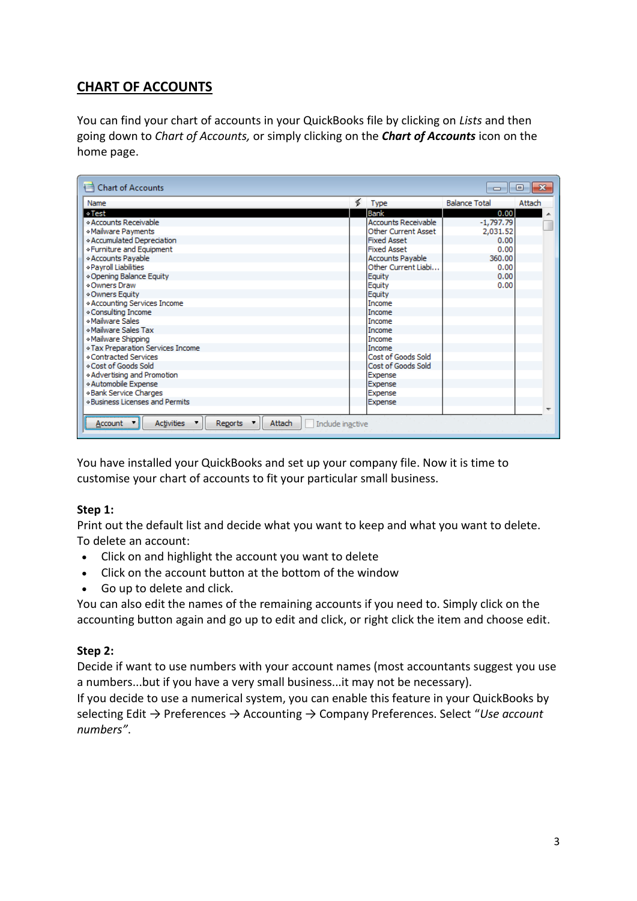## CHART OF ACCOUNTS

You can find your chart of accounts in your QuickBooks file by clicking on *Lists* and then going down to *Chart of Accounts,* or simply clicking on the ***Chart of Accounts*** icon on the home page.

Chart of Accounts

| Name | ⚡ | Type | Balance Total | Attach |
|---|---|---|---|---|
| ◆Test | | Bank | 0.00 | |
| ◆Accounts Receivable | | Accounts Receivable | -1,797.79 | |
| ◆Mailware Payments | | Other Current Asset | 2,031.52 | |
| ◆Accumulated Depreciation | | Fixed Asset | 0.00 | |
| ◆Furniture and Equipment | | Fixed Asset | 0.00 | |
| ◆Accounts Payable | | Accounts Payable | 360.00 | |
| ◆Payroll Liabilities | | Other Current Liabi... | 0.00 | |
| ◆Opening Balance Equity | | Equity | 0.00 | |
| ◆Owners Draw | | Equity | 0.00 | |
| ◆Owners Equity | | Equity | | |
| ◆Accounting Services Income | | Income | | |
| ◆Consulting Income | | Income | | |
| ◆Mailware Sales | | Income | | |
| ◆Mailware Sales Tax | | Income | | |
| ◆Mailware Shipping | | Income | | |
| ◆Tax Preparation Services Income | | Income | | |
| ◆Contracted Services | | Cost of Goods Sold | | |
| ◆Cost of Goods Sold | | Cost of Goods Sold | | |
| ◆Advertising and Promotion | | Expense | | |
| ◆Automobile Expense | | Expense | | |
| ◆Bank Service Charges | | Expense | | |
| ◆Business Licenses and Permits | | Expense | | |

Account ▾ | Activities ▾ | Reports ▾ | Attach | ☐ Include inactive

You have installed your QuickBooks and set up your company file. Now it is time to customise your chart of accounts to fit your particular small business.

**Step 1:**

Print out the default list and decide what you want to keep and what you want to delete. To delete an account:

- Click on and highlight the account you want to delete
- Click on the account button at the bottom of the window
- Go up to delete and click.

You can also edit the names of the remaining accounts if you need to. Simply click on the accounting button again and go up to edit and click, or right click the item and choose edit.

**Step 2:**

Decide if want to use numbers with your account names (most accountants suggest you use a numbers...but if you have a very small business...it may not be necessary).

If you decide to use a numerical system, you can enable this feature in your QuickBooks by selecting Edit → Preferences → Accounting → Company Preferences. Select "*Use account numbers*".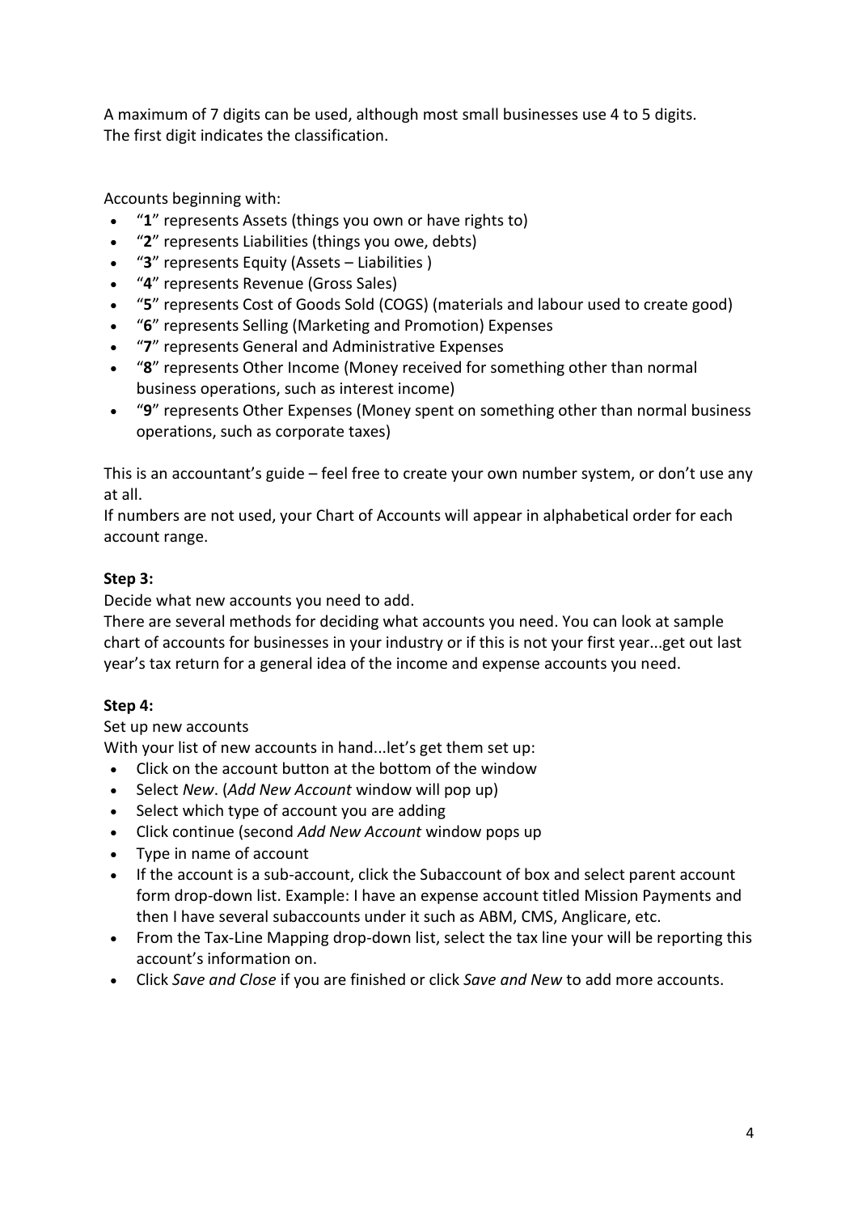A maximum of 7 digits can be used, although most small businesses use 4 to 5 digits.
The first digit indicates the classification.

Accounts beginning with:

- "**1**" represents Assets (things you own or have rights to)
- "**2**" represents Liabilities (things you owe, debts)
- "**3**" represents Equity (Assets – Liabilities )
- "**4**" represents Revenue (Gross Sales)
- "**5**" represents Cost of Goods Sold (COGS) (materials and labour used to create good)
- "**6**" represents Selling (Marketing and Promotion) Expenses
- "**7**" represents General and Administrative Expenses
- "**8**" represents Other Income (Money received for something other than normal business operations, such as interest income)
- "**9**" represents Other Expenses (Money spent on something other than normal business operations, such as corporate taxes)

This is an accountant's guide – feel free to create your own number system, or don't use any at all.
If numbers are not used, your Chart of Accounts will appear in alphabetical order for each account range.

**Step 3:**

Decide what new accounts you need to add.
There are several methods for deciding what accounts you need. You can look at sample chart of accounts for businesses in your industry or if this is not your first year...get out last year's tax return for a general idea of the income and expense accounts you need.

**Step 4:**

Set up new accounts
With your list of new accounts in hand...let's get them set up:

- Click on the account button at the bottom of the window
- Select *New*. (*Add New Account* window will pop up)
- Select which type of account you are adding
- Click continue (second *Add New Account* window pops up
- Type in name of account
- If the account is a sub-account, click the Subaccount of box and select parent account form drop-down list. Example: I have an expense account titled Mission Payments and then I have several subaccounts under it such as ABM, CMS, Anglicare, etc.
- From the Tax-Line Mapping drop-down list, select the tax line your will be reporting this account's information on.
- Click *Save and Close* if you are finished or click *Save and New* to add more accounts.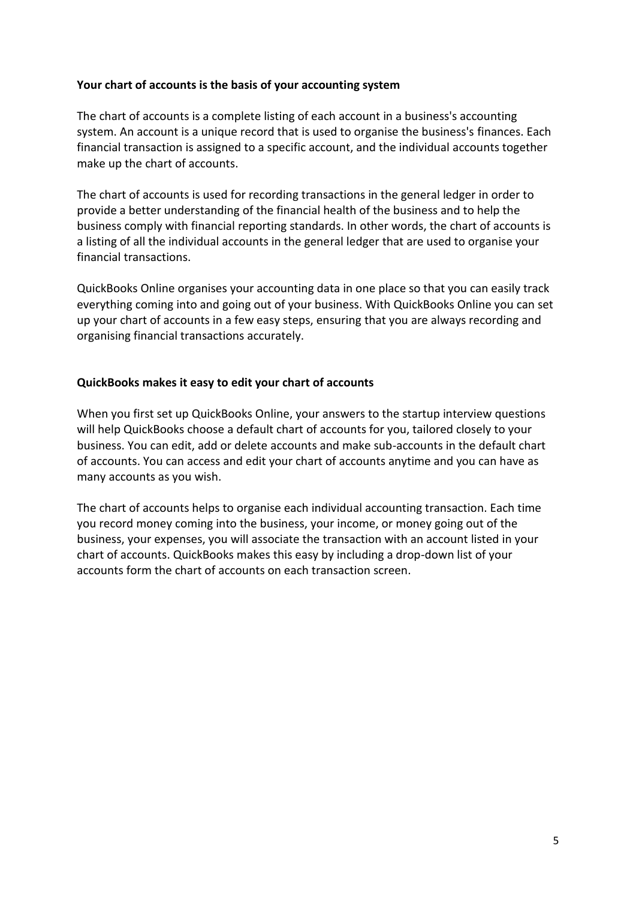**Your chart of accounts is the basis of your accounting system**

The chart of accounts is a complete listing of each account in a business's accounting system. An account is a unique record that is used to organise the business's finances. Each financial transaction is assigned to a specific account, and the individual accounts together make up the chart of accounts.

The chart of accounts is used for recording transactions in the general ledger in order to provide a better understanding of the financial health of the business and to help the business comply with financial reporting standards. In other words, the chart of accounts is a listing of all the individual accounts in the general ledger that are used to organise your financial transactions.

QuickBooks Online organises your accounting data in one place so that you can easily track everything coming into and going out of your business. With QuickBooks Online you can set up your chart of accounts in a few easy steps, ensuring that you are always recording and organising financial transactions accurately.

**QuickBooks makes it easy to edit your chart of accounts**

When you first set up QuickBooks Online, your answers to the startup interview questions will help QuickBooks choose a default chart of accounts for you, tailored closely to your business. You can edit, add or delete accounts and make sub-accounts in the default chart of accounts. You can access and edit your chart of accounts anytime and you can have as many accounts as you wish.

The chart of accounts helps to organise each individual accounting transaction. Each time you record money coming into the business, your income, or money going out of the business, your expenses, you will associate the transaction with an account listed in your chart of accounts. QuickBooks makes this easy by including a drop-down list of your accounts form the chart of accounts on each transaction screen.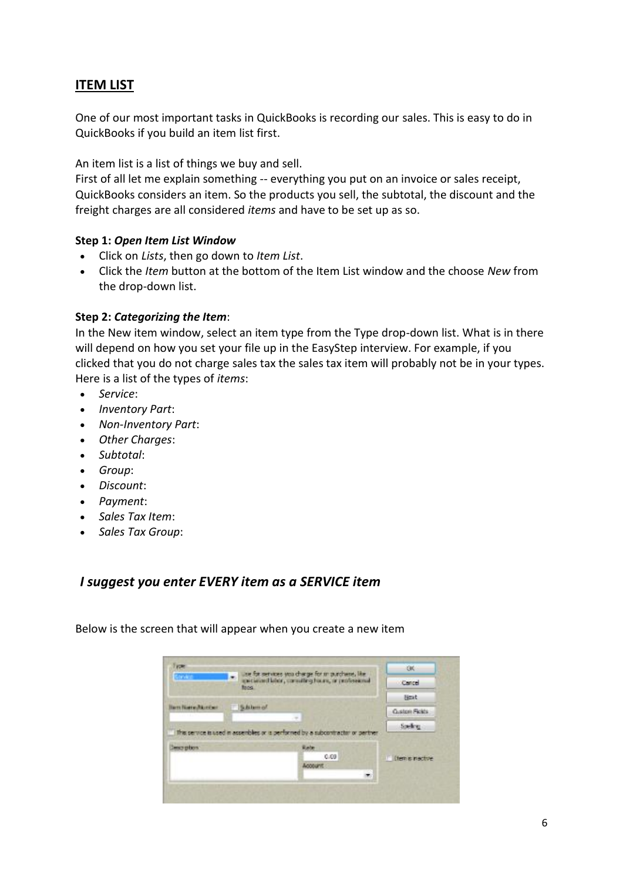## ITEM LIST

One of our most important tasks in QuickBooks is recording our sales. This is easy to do in QuickBooks if you build an item list first.

An item list is a list of things we buy and sell.
First of all let me explain something -- everything you put on an invoice or sales receipt, QuickBooks considers an item. So the products you sell, the subtotal, the discount and the freight charges are all considered *items* and have to be set up as so.

**Step 1:** ***Open Item List Window***

- Click on *Lists*, then go down to *Item List*.
- Click the *Item* button at the bottom of the Item List window and the choose *New* from the drop-down list.

**Step 2:** ***Categorizing the Item***:

In the New item window, select an item type from the Type drop-down list. What is in there will depend on how you set your file up in the EasyStep interview. For example, if you clicked that you do not charge sales tax the sales tax item will probably not be in your types. Here is a list of the types of *items*:

- *Service*:
- *Inventory Part*:
- *Non-Inventory Part*:
- *Other Charges*:
- *Subtotal*:
- *Group*:
- *Discount*:
- *Payment*:
- *Sales Tax Item*:
- *Sales Tax Group*:

### *I suggest you enter EVERY item as a SERVICE item*

Below is the screen that will appear when you create a new item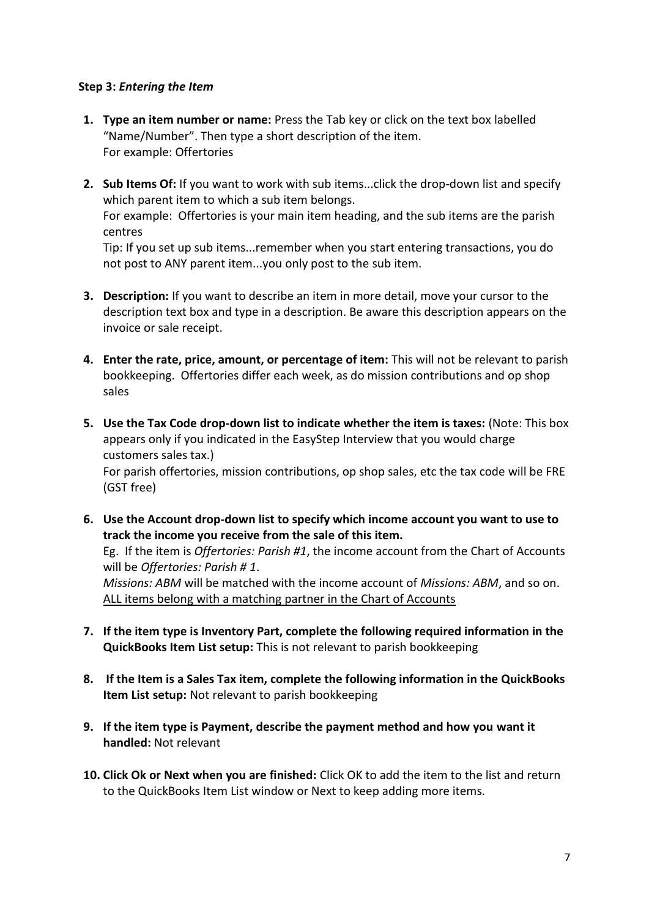**Step 3:** ***Entering the Item***

1. **Type an item number or name:** Press the Tab key or click on the text box labelled "Name/Number". Then type a short description of the item.
   For example: Offertories

2. **Sub Items Of:** If you want to work with sub items...click the drop-down list and specify which parent item to which a sub item belongs.
   For example: Offertories is your main item heading, and the sub items are the parish centres
   Tip: If you set up sub items...remember when you start entering transactions, you do not post to ANY parent item...you only post to the sub item.

3. **Description:** If you want to describe an item in more detail, move your cursor to the description text box and type in a description. Be aware this description appears on the invoice or sale receipt.

4. **Enter the rate, price, amount, or percentage of item:** This will not be relevant to parish bookkeeping. Offertories differ each week, as do mission contributions and op shop sales

5. **Use the Tax Code drop-down list to indicate whether the item is taxes:** (Note: This box appears only if you indicated in the EasyStep Interview that you would charge customers sales tax.)
   For parish offertories, mission contributions, op shop sales, etc the tax code will be FRE (GST free)

6. **Use the Account drop-down list to specify which income account you want to use to track the income you receive from the sale of this item.**
   Eg. If the item is *Offertories: Parish #1*, the income account from the Chart of Accounts will be *Offertories: Parish # 1*.
   *Missions: ABM* will be matched with the income account of *Missions: ABM*, and so on.
   <u>ALL items belong with a matching partner in the Chart of Accounts</u>

7. **If the item type is Inventory Part, complete the following required information in the QuickBooks Item List setup:** This is not relevant to parish bookkeeping

8. **If the Item is a Sales Tax item, complete the following information in the QuickBooks Item List setup:** Not relevant to parish bookkeeping

9. **If the item type is Payment, describe the payment method and how you want it handled:** Not relevant

10. **Click Ok or Next when you are finished:** Click OK to add the item to the list and return to the QuickBooks Item List window or Next to keep adding more items.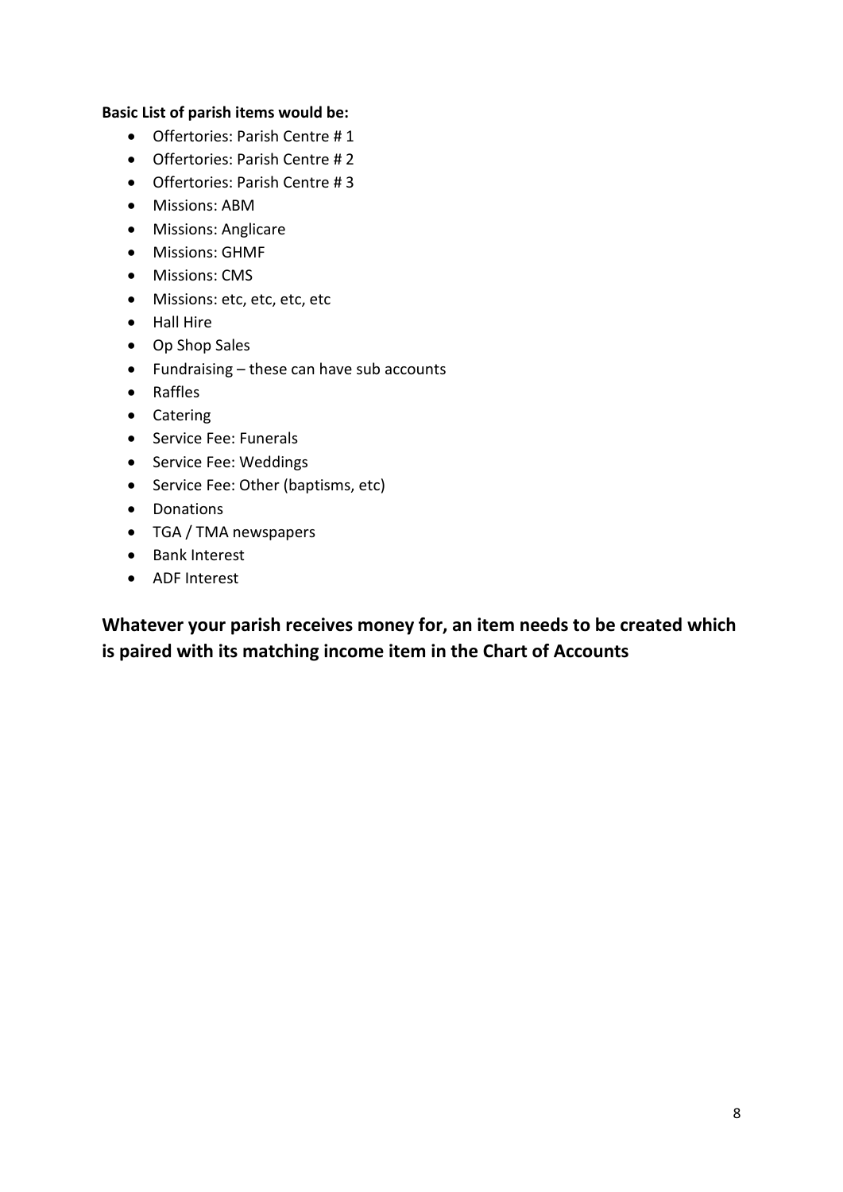**Basic List of parish items would be:**

- Offertories: Parish Centre # 1
- Offertories: Parish Centre # 2
- Offertories: Parish Centre # 3
- Missions: ABM
- Missions: Anglicare
- Missions: GHMF
- Missions: CMS
- Missions: etc, etc, etc, etc
- Hall Hire
- Op Shop Sales
- Fundraising – these can have sub accounts
- Raffles
- Catering
- Service Fee: Funerals
- Service Fee: Weddings
- Service Fee: Other (baptisms, etc)
- Donations
- TGA / TMA newspapers
- Bank Interest
- ADF Interest

**Whatever your parish receives money for, an item needs to be created which is paired with its matching income item in the Chart of Accounts**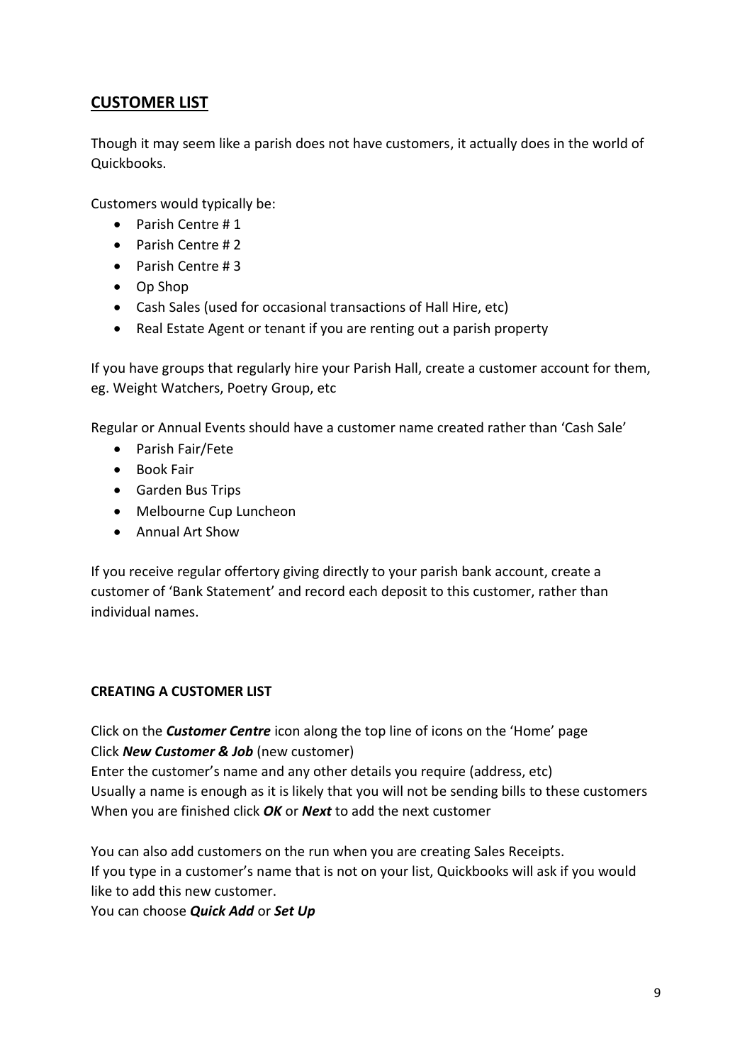## CUSTOMER LIST

Though it may seem like a parish does not have customers, it actually does in the world of Quickbooks.

Customers would typically be:

- Parish Centre # 1
- Parish Centre # 2
- Parish Centre # 3
- Op Shop
- Cash Sales (used for occasional transactions of Hall Hire, etc)
- Real Estate Agent or tenant if you are renting out a parish property

If you have groups that regularly hire your Parish Hall, create a customer account for them, eg. Weight Watchers, Poetry Group, etc

Regular or Annual Events should have a customer name created rather than 'Cash Sale'

- Parish Fair/Fete
- Book Fair
- Garden Bus Trips
- Melbourne Cup Luncheon
- Annual Art Show

If you receive regular offertory giving directly to your parish bank account, create a customer of 'Bank Statement' and record each deposit to this customer, rather than individual names.

### CREATING A CUSTOMER LIST

Click on the ***Customer Centre*** icon along the top line of icons on the 'Home' page
Click ***New Customer & Job*** (new customer)
Enter the customer's name and any other details you require (address, etc)
Usually a name is enough as it is likely that you will not be sending bills to these customers
When you are finished click ***OK*** or ***Next*** to add the next customer

You can also add customers on the run when you are creating Sales Receipts.
If you type in a customer's name that is not on your list, Quickbooks will ask if you would like to add this new customer.
You can choose ***Quick Add*** or ***Set Up***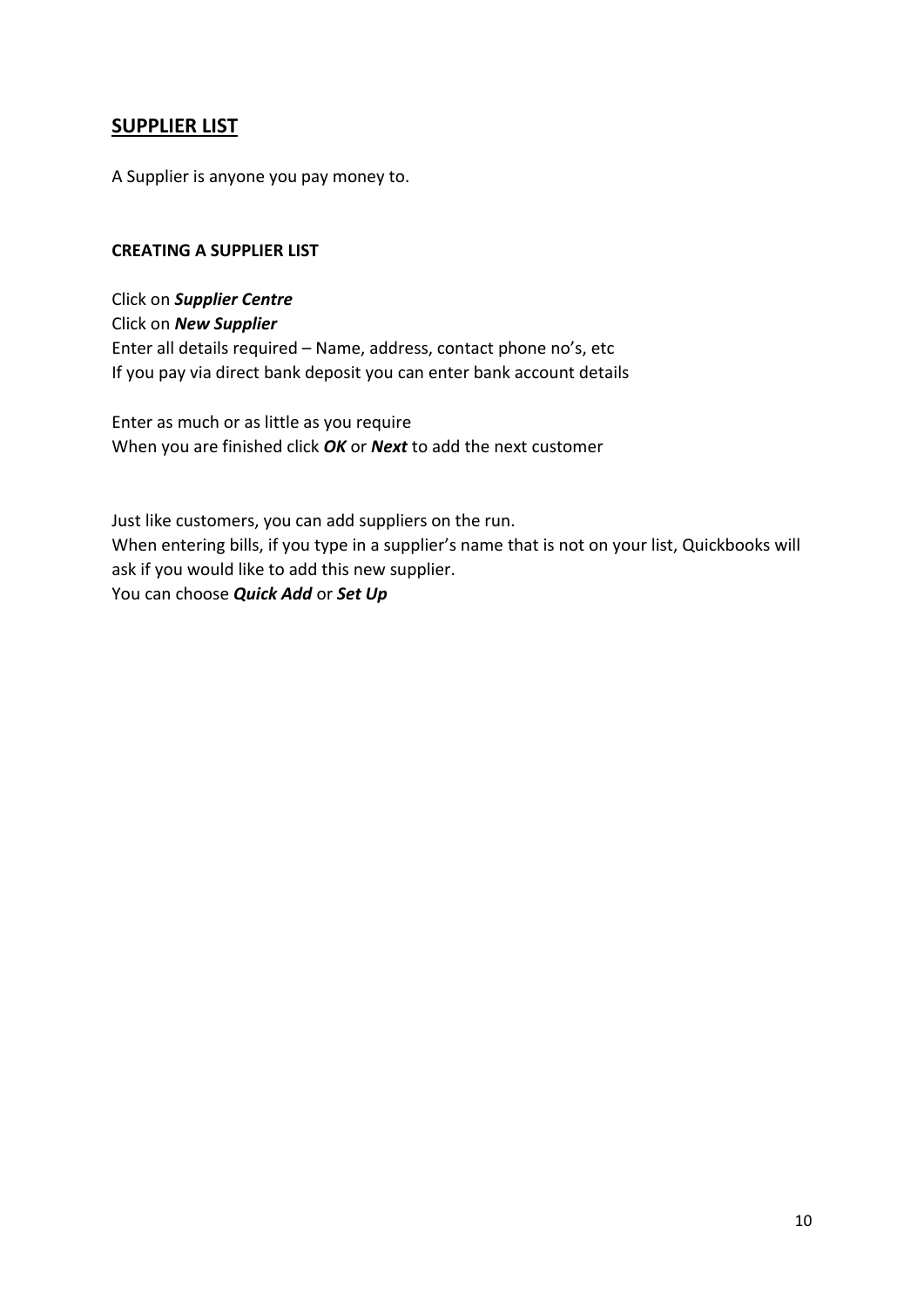## SUPPLIER LIST

A Supplier is anyone you pay money to.

### CREATING A SUPPLIER LIST

Click on ***Supplier Centre***
Click on ***New Supplier***
Enter all details required – Name, address, contact phone no's, etc
If you pay via direct bank deposit you can enter bank account details

Enter as much or as little as you require
When you are finished click ***OK*** or ***Next*** to add the next customer

Just like customers, you can add suppliers on the run.
When entering bills, if you type in a supplier's name that is not on your list, Quickbooks will ask if you would like to add this new supplier.
You can choose ***Quick Add*** or ***Set Up***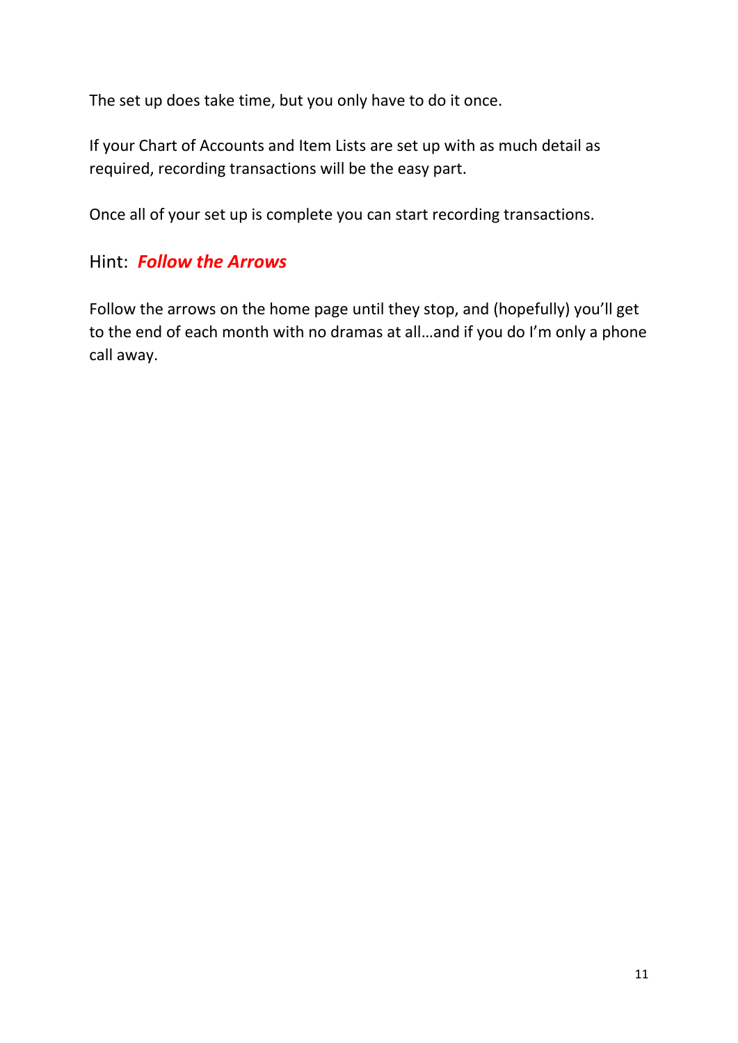The set up does take time, but you only have to do it once.

If your Chart of Accounts and Item Lists are set up with as much detail as required, recording transactions will be the easy part.

Once all of your set up is complete you can start recording transactions.

## Hint: ***Follow the Arrows***

Follow the arrows on the home page until they stop, and (hopefully) you'll get to the end of each month with no dramas at all…and if you do I'm only a phone call away.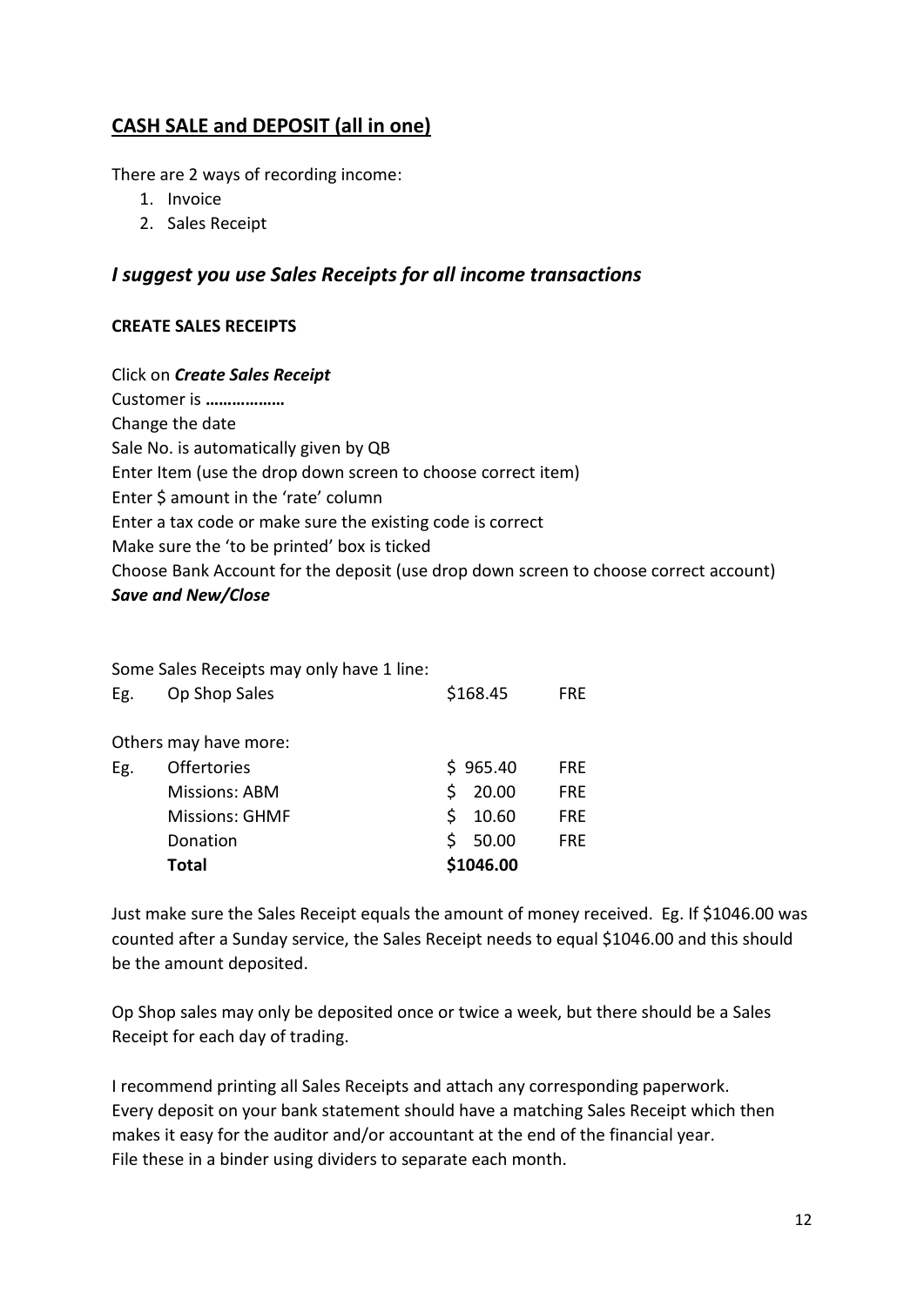## CASH SALE and DEPOSIT (all in one)

There are 2 ways of recording income:

1. Invoice
2. Sales Receipt

### *I suggest you use Sales Receipts for all income transactions*

**CREATE SALES RECEIPTS**

Click on ***Create Sales Receipt***
Customer is **………………**
Change the date
Sale No. is automatically given by QB
Enter Item (use the drop down screen to choose correct item)
Enter $ amount in the 'rate' column
Enter a tax code or make sure the existing code is correct
Make sure the 'to be printed' box is ticked
Choose Bank Account for the deposit (use drop down screen to choose correct account)
***Save and New/Close***

Some Sales Receipts may only have 1 line:

| | | | |
|---|---|---|---|
| Eg. | Op Shop Sales | $168.45 | FRE |

Others may have more:

| | | | |
|---|---|---|---|
| Eg. | Offertories | $ 965.40 | FRE |
| | Missions: ABM | $ 20.00 | FRE |
| | Missions: GHMF | $ 10.60 | FRE |
| | Donation | $ 50.00 | FRE |
| | **Total** | **$1046.00** | |

Just make sure the Sales Receipt equals the amount of money received. Eg. If $1046.00 was counted after a Sunday service, the Sales Receipt needs to equal $1046.00 and this should be the amount deposited.

Op Shop sales may only be deposited once or twice a week, but there should be a Sales Receipt for each day of trading.

I recommend printing all Sales Receipts and attach any corresponding paperwork.
Every deposit on your bank statement should have a matching Sales Receipt which then makes it easy for the auditor and/or accountant at the end of the financial year.
File these in a binder using dividers to separate each month.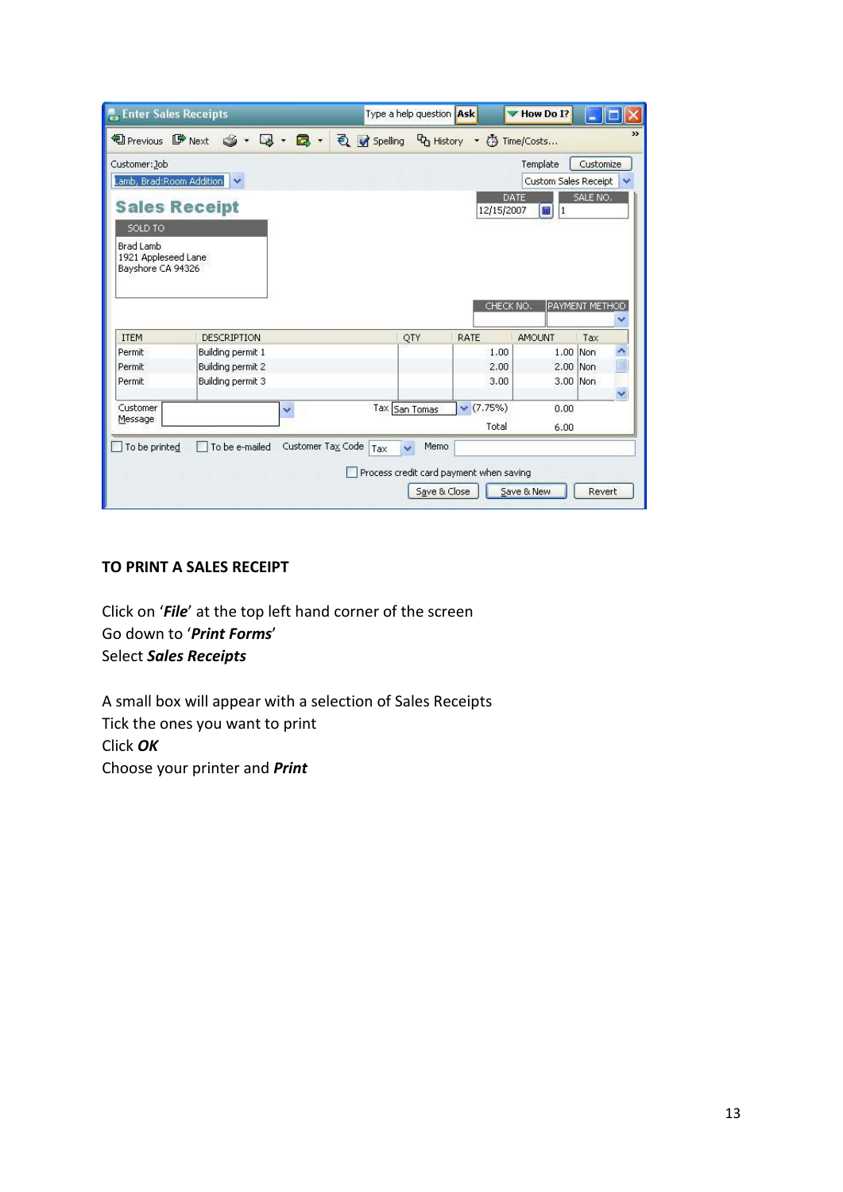## TO PRINT A SALES RECEIPT

Click on '***File***' at the top left hand corner of the screen
Go down to '***Print Forms***'
Select ***Sales Receipts***

A small box will appear with a selection of Sales Receipts
Tick the ones you want to print
Click ***OK***
Choose your printer and ***Print***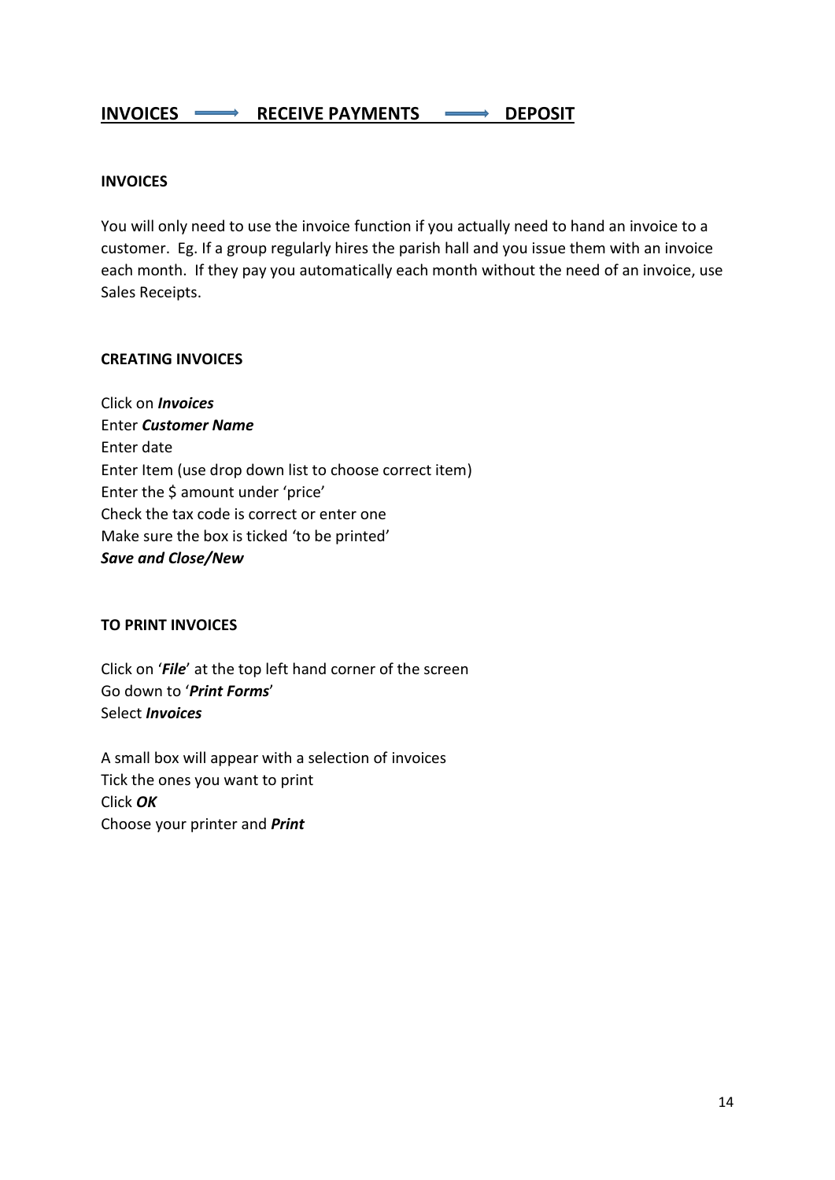## <u>INVOICES</u> → <u>RECEIVE PAYMENTS</u> → <u>DEPOSIT</u>

**INVOICES**

You will only need to use the invoice function if you actually need to hand an invoice to a customer. Eg. If a group regularly hires the parish hall and you issue them with an invoice each month. If they pay you automatically each month without the need of an invoice, use Sales Receipts.

**CREATING INVOICES**

Click on ***Invoices***
Enter ***Customer Name***
Enter date
Enter Item (use drop down list to choose correct item)
Enter the $ amount under 'price'
Check the tax code is correct or enter one
Make sure the box is ticked 'to be printed'
***Save and Close/New***

**TO PRINT INVOICES**

Click on '***File***' at the top left hand corner of the screen
Go down to '***Print Forms***'
Select ***Invoices***

A small box will appear with a selection of invoices
Tick the ones you want to print
Click ***OK***
Choose your printer and ***Print***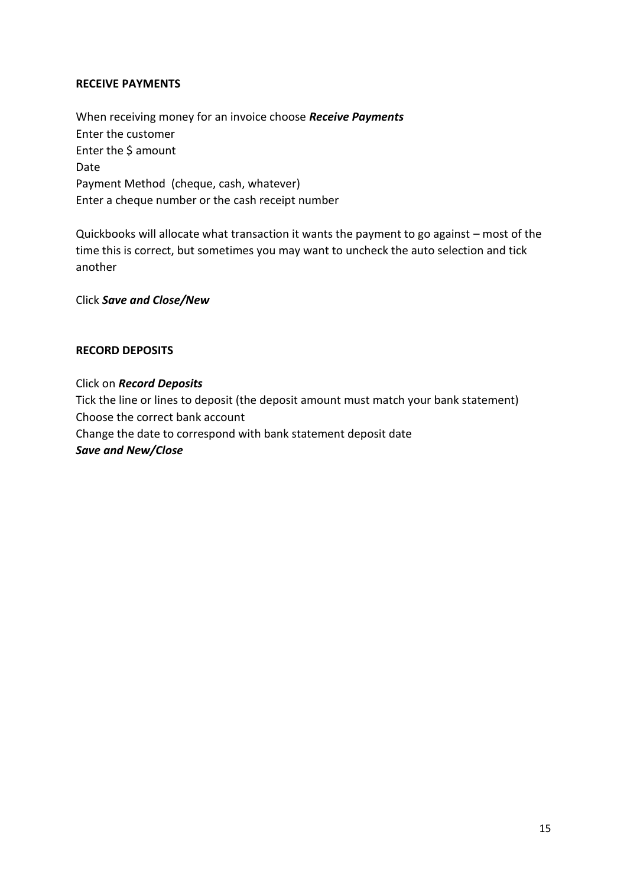## RECEIVE PAYMENTS

When receiving money for an invoice choose ***Receive Payments***
Enter the customer
Enter the $ amount
Date
Payment Method (cheque, cash, whatever)
Enter a cheque number or the cash receipt number

Quickbooks will allocate what transaction it wants the payment to go against – most of the time this is correct, but sometimes you may want to uncheck the auto selection and tick another

Click ***Save and Close/New***

## RECORD DEPOSITS

Click on ***Record Deposits***
Tick the line or lines to deposit (the deposit amount must match your bank statement)
Choose the correct bank account
Change the date to correspond with bank statement deposit date
***Save and New/Close***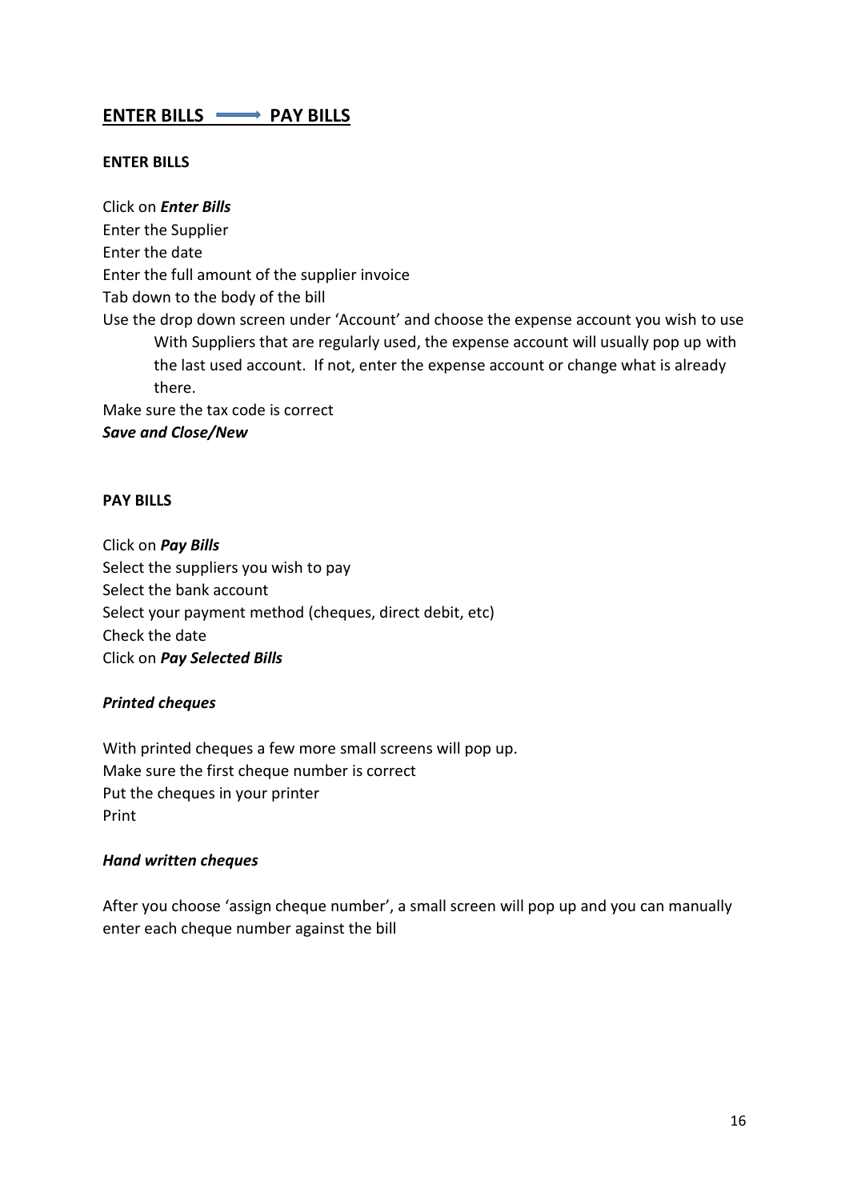## ENTER BILLS → PAY BILLS

**ENTER BILLS**

Click on ***Enter Bills***
Enter the Supplier
Enter the date
Enter the full amount of the supplier invoice
Tab down to the body of the bill
Use the drop down screen under 'Account' and choose the expense account you wish to use
With Suppliers that are regularly used, the expense account will usually pop up with the last used account. If not, enter the expense account or change what is already there.
Make sure the tax code is correct
***Save and Close/New***

**PAY BILLS**

Click on ***Pay Bills***
Select the suppliers you wish to pay
Select the bank account
Select your payment method (cheques, direct debit, etc)
Check the date
Click on ***Pay Selected Bills***

***Printed cheques***

With printed cheques a few more small screens will pop up.
Make sure the first cheque number is correct
Put the cheques in your printer
Print

***Hand written cheques***

After you choose 'assign cheque number', a small screen will pop up and you can manually enter each cheque number against the bill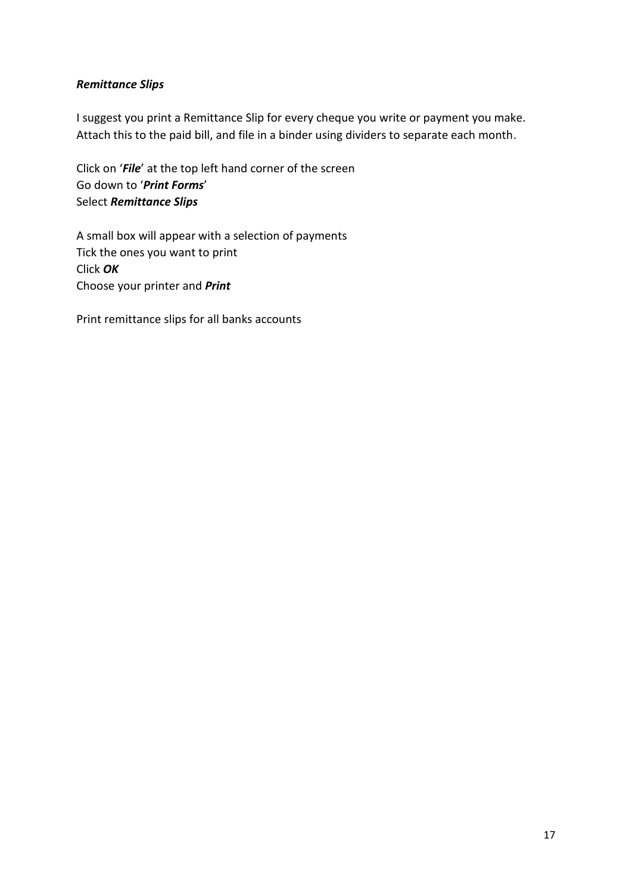***Remittance Slips***

I suggest you print a Remittance Slip for every cheque you write or payment you make. Attach this to the paid bill, and file in a binder using dividers to separate each month.

Click on '***File***' at the top left hand corner of the screen
Go down to '***Print Forms***'
Select ***Remittance Slips***

A small box will appear with a selection of payments
Tick the ones you want to print
Click ***OK***
Choose your printer and ***Print***

Print remittance slips for all banks accounts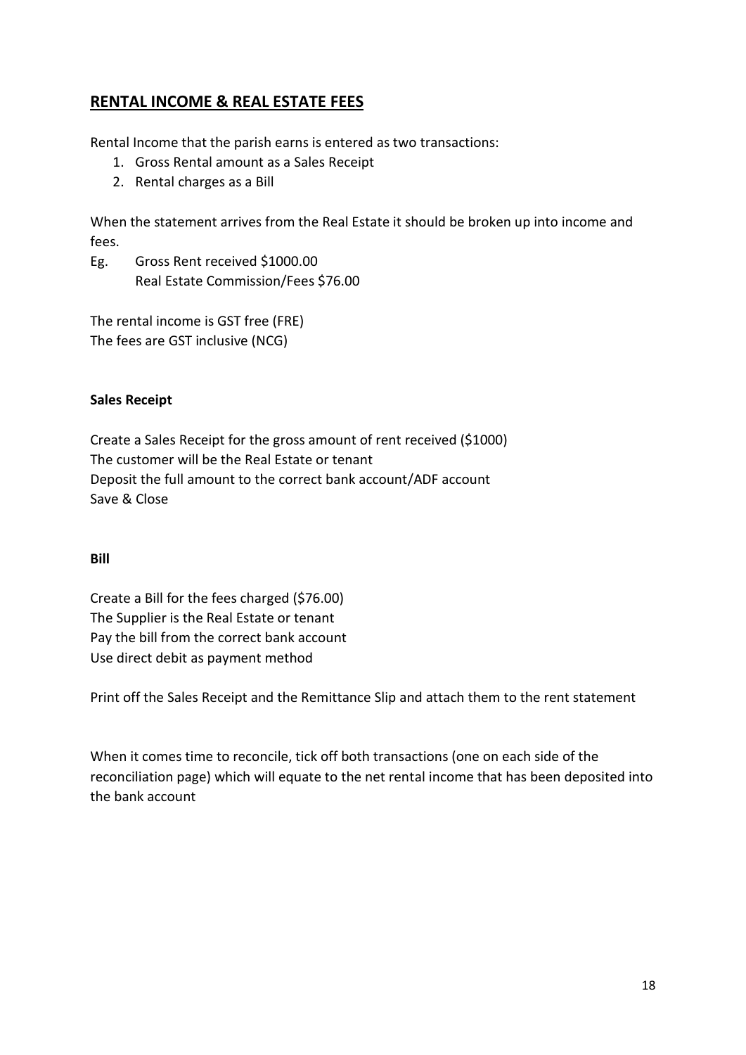## RENTAL INCOME & REAL ESTATE FEES

Rental Income that the parish earns is entered as two transactions:

1. Gross Rental amount as a Sales Receipt
2. Rental charges as a Bill

When the statement arrives from the Real Estate it should be broken up into income and fees.

Eg. Gross Rent received $1000.00
Real Estate Commission/Fees $76.00

The rental income is GST free (FRE)
The fees are GST inclusive (NCG)

**Sales Receipt**

Create a Sales Receipt for the gross amount of rent received ($1000)
The customer will be the Real Estate or tenant
Deposit the full amount to the correct bank account/ADF account
Save & Close

**Bill**

Create a Bill for the fees charged ($76.00)
The Supplier is the Real Estate or tenant
Pay the bill from the correct bank account
Use direct debit as payment method

Print off the Sales Receipt and the Remittance Slip and attach them to the rent statement

When it comes time to reconcile, tick off both transactions (one on each side of the reconciliation page) which will equate to the net rental income that has been deposited into the bank account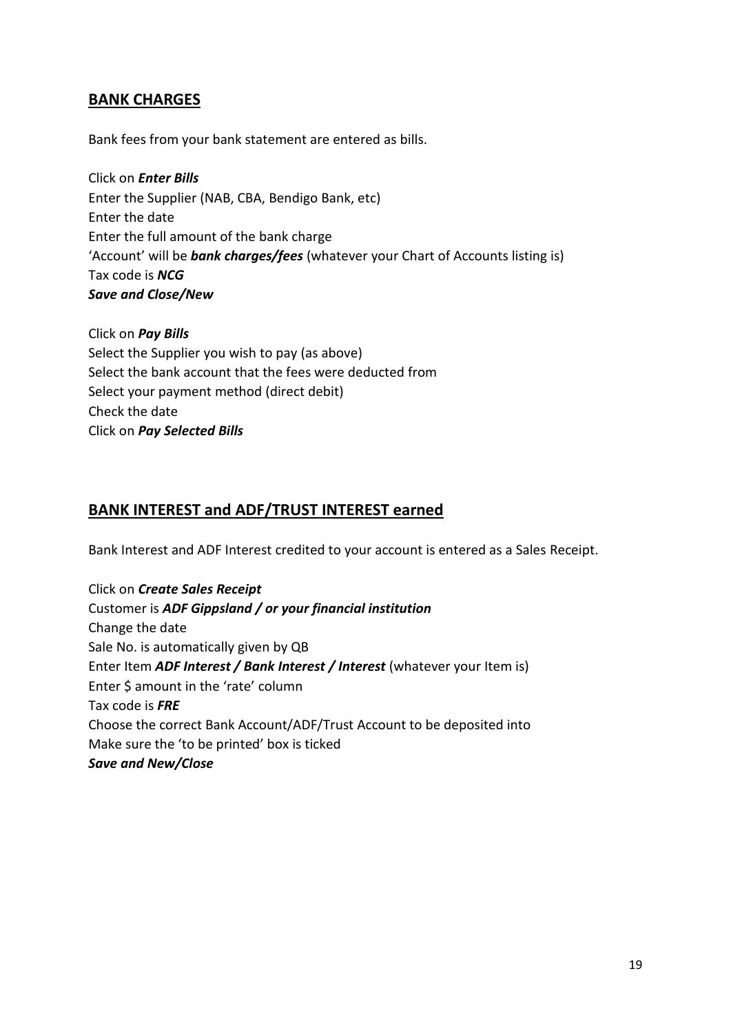## BANK CHARGES

Bank fees from your bank statement are entered as bills.

Click on ***Enter Bills***
Enter the Supplier (NAB, CBA, Bendigo Bank, etc)
Enter the date
Enter the full amount of the bank charge
'Account' will be ***bank charges/fees*** (whatever your Chart of Accounts listing is)
Tax code is ***NCG***
***Save and Close/New***

Click on ***Pay Bills***
Select the Supplier you wish to pay (as above)
Select the bank account that the fees were deducted from
Select your payment method (direct debit)
Check the date
Click on ***Pay Selected Bills***

## BANK INTEREST and ADF/TRUST INTEREST earned

Bank Interest and ADF Interest credited to your account is entered as a Sales Receipt.

Click on ***Create Sales Receipt***
Customer is ***ADF Gippsland / or your financial institution***
Change the date
Sale No. is automatically given by QB
Enter Item ***ADF Interest / Bank Interest / Interest*** (whatever your Item is)
Enter $ amount in the 'rate' column
Tax code is ***FRE***
Choose the correct Bank Account/ADF/Trust Account to be deposited into
Make sure the 'to be printed' box is ticked
***Save and New/Close***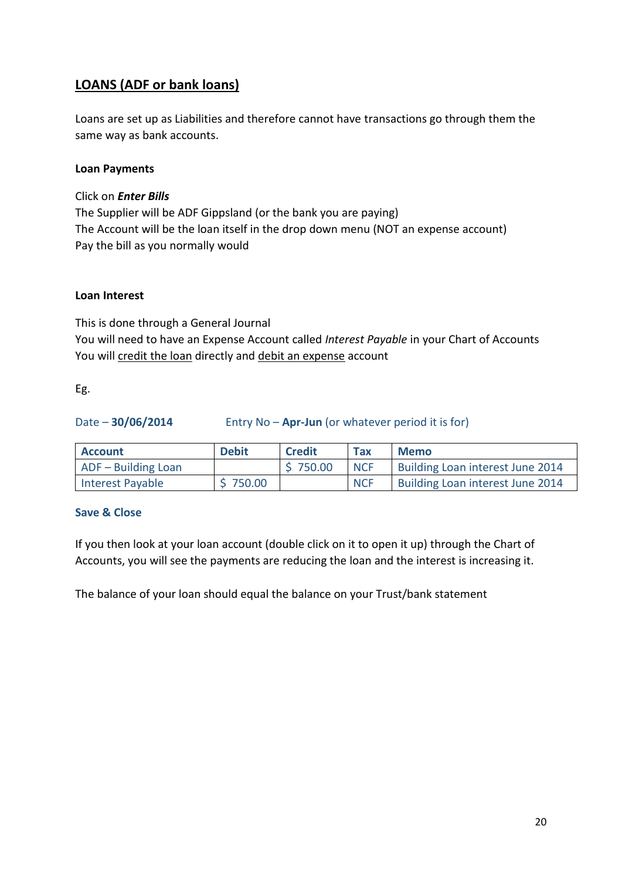## LOANS (ADF or bank loans)

Loans are set up as Liabilities and therefore cannot have transactions go through them the same way as bank accounts.

### Loan Payments

Click on ***Enter Bills***
The Supplier will be ADF Gippsland (or the bank you are paying)
The Account will be the loan itself in the drop down menu (NOT an expense account)
Pay the bill as you normally would

### Loan Interest

This is done through a General Journal
You will need to have an Expense Account called *Interest Payable* in your Chart of Accounts
You will credit the loan directly and debit an expense account

Eg.

Date – **30/06/2014** Entry No – **Apr-Jun** (or whatever period it is for)

| Account | Debit | Credit | Tax | Memo |
|---|---|---|---|---|
| ADF – Building Loan | | $ 750.00 | NCF | Building Loan interest June 2014 |
| Interest Payable | $ 750.00 | | NCF | Building Loan interest June 2014 |

**Save & Close**

If you then look at your loan account (double click on it to open it up) through the Chart of Accounts, you will see the payments are reducing the loan and the interest is increasing it.

The balance of your loan should equal the balance on your Trust/bank statement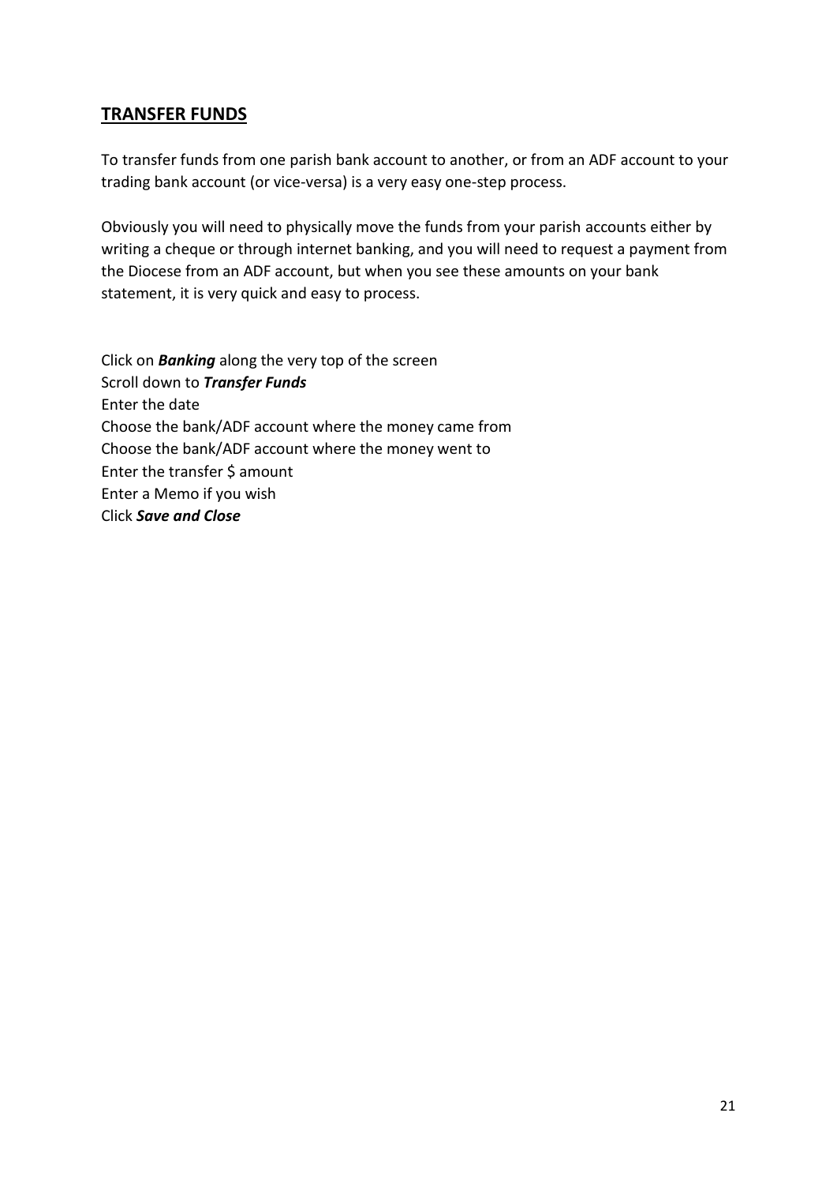## TRANSFER FUNDS

To transfer funds from one parish bank account to another, or from an ADF account to your trading bank account (or vice-versa) is a very easy one-step process.

Obviously you will need to physically move the funds from your parish accounts either by writing a cheque or through internet banking, and you will need to request a payment from the Diocese from an ADF account, but when you see these amounts on your bank statement, it is very quick and easy to process.

Click on ***Banking*** along the very top of the screen
Scroll down to ***Transfer Funds***
Enter the date
Choose the bank/ADF account where the money came from
Choose the bank/ADF account where the money went to
Enter the transfer $ amount
Enter a Memo if you wish
Click ***Save and Close***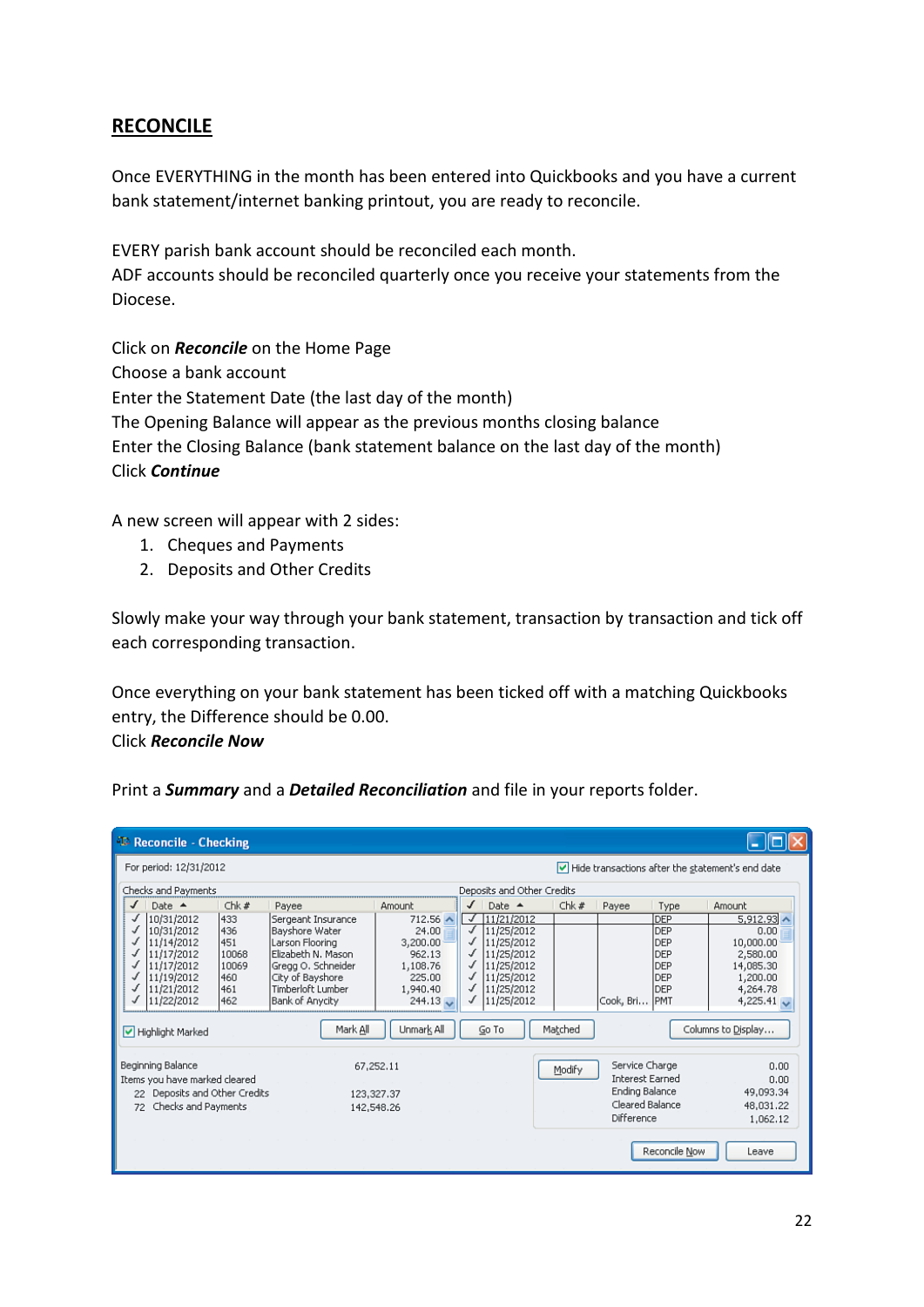# RECONCILE

Once EVERYTHING in the month has been entered into Quickbooks and you have a current bank statement/internet banking printout, you are ready to reconcile.

EVERY parish bank account should be reconciled each month.
ADF accounts should be reconciled quarterly once you receive your statements from the Diocese.

Click on ***Reconcile*** on the Home Page
Choose a bank account
Enter the Statement Date (the last day of the month)
The Opening Balance will appear as the previous months closing balance
Enter the Closing Balance (bank statement balance on the last day of the month)
Click ***Continue***

A new screen will appear with 2 sides:

1. Cheques and Payments
2. Deposits and Other Credits

Slowly make your way through your bank statement, transaction by transaction and tick off each corresponding transaction.

Once everything on your bank statement has been ticked off with a matching Quickbooks entry, the Difference should be 0.00.
Click ***Reconcile Now***

Print a ***Summary*** and a ***Detailed Reconciliation*** and file in your reports folder.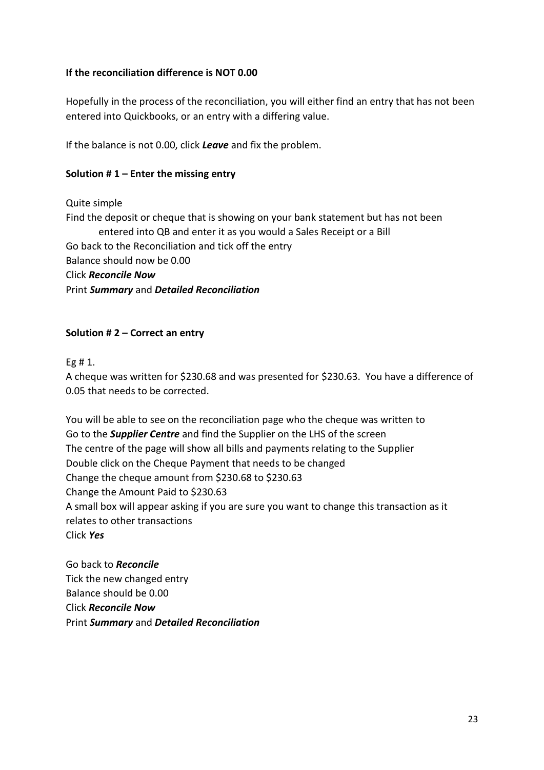**If the reconciliation difference is NOT 0.00**

Hopefully in the process of the reconciliation, you will either find an entry that has not been entered into Quickbooks, or an entry with a differing value.

If the balance is not 0.00, click ***Leave*** and fix the problem.

**Solution # 1 – Enter the missing entry**

Quite simple
Find the deposit or cheque that is showing on your bank statement but has not been entered into QB and enter it as you would a Sales Receipt or a Bill
Go back to the Reconciliation and tick off the entry
Balance should now be 0.00
Click ***Reconcile Now***
Print ***Summary*** and ***Detailed Reconciliation***

**Solution # 2 – Correct an entry**

Eg # 1.
A cheque was written for $230.68 and was presented for $230.63. You have a difference of 0.05 that needs to be corrected.

You will be able to see on the reconciliation page who the cheque was written to
Go to the ***Supplier Centre*** and find the Supplier on the LHS of the screen
The centre of the page will show all bills and payments relating to the Supplier
Double click on the Cheque Payment that needs to be changed
Change the cheque amount from $230.68 to $230.63
Change the Amount Paid to $230.63
A small box will appear asking if you are sure you want to change this transaction as it relates to other transactions
Click ***Yes***

Go back to ***Reconcile***
Tick the new changed entry
Balance should be 0.00
Click ***Reconcile Now***
Print ***Summary*** and ***Detailed Reconciliation***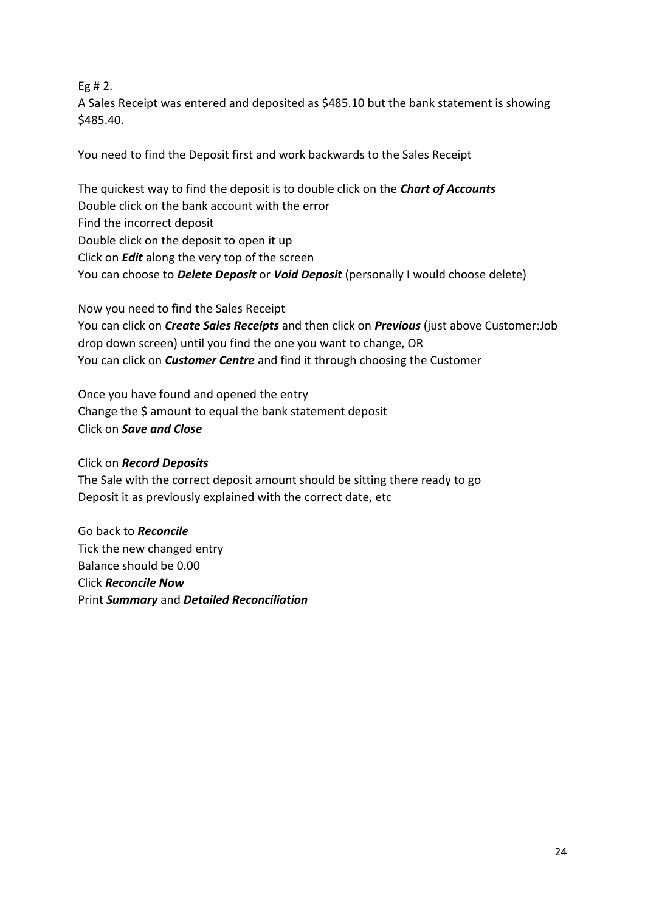Eg # 2.
A Sales Receipt was entered and deposited as $485.10 but the bank statement is showing $485.40.

You need to find the Deposit first and work backwards to the Sales Receipt

The quickest way to find the deposit is to double click on the ***Chart of Accounts***
Double click on the bank account with the error
Find the incorrect deposit
Double click on the deposit to open it up
Click on ***Edit*** along the very top of the screen
You can choose to ***Delete Deposit*** or ***Void Deposit*** (personally I would choose delete)

Now you need to find the Sales Receipt
You can click on ***Create Sales Receipts*** and then click on ***Previous*** (just above Customer:Job drop down screen) until you find the one you want to change, OR
You can click on ***Customer Centre*** and find it through choosing the Customer

Once you have found and opened the entry
Change the $ amount to equal the bank statement deposit
Click on ***Save and Close***

Click on ***Record Deposits***
The Sale with the correct deposit amount should be sitting there ready to go
Deposit it as previously explained with the correct date, etc

Go back to ***Reconcile***
Tick the new changed entry
Balance should be 0.00
Click ***Reconcile Now***
Print ***Summary*** and ***Detailed Reconciliation***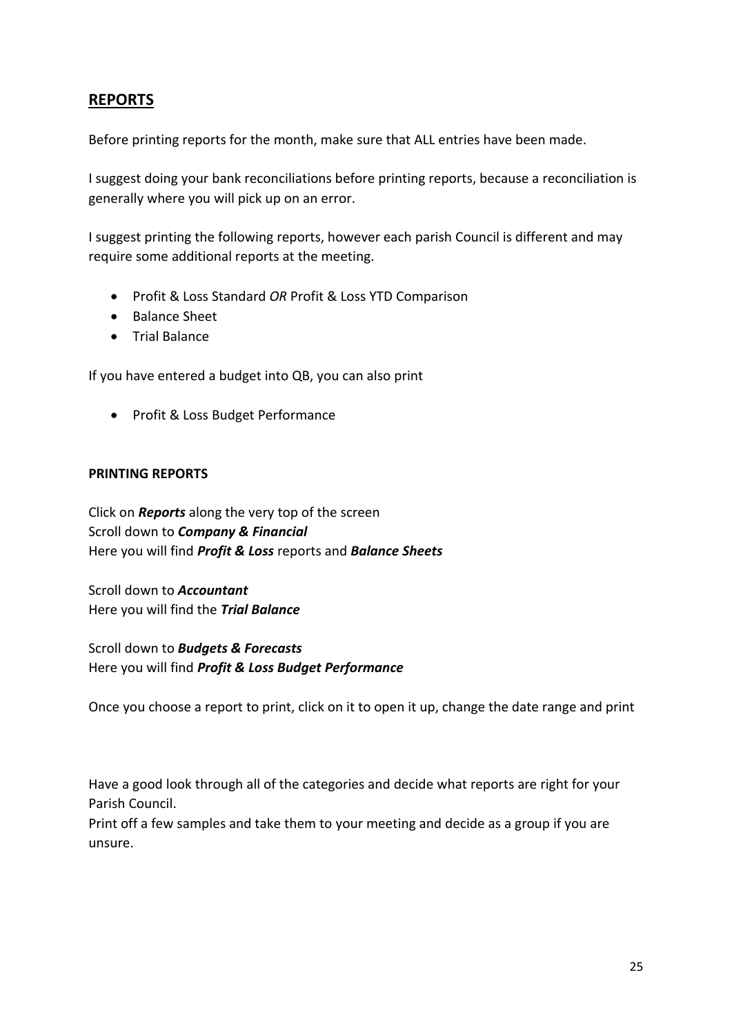## REPORTS

Before printing reports for the month, make sure that ALL entries have been made.

I suggest doing your bank reconciliations before printing reports, because a reconciliation is generally where you will pick up on an error.

I suggest printing the following reports, however each parish Council is different and may require some additional reports at the meeting.

- Profit & Loss Standard *OR* Profit & Loss YTD Comparison
- Balance Sheet
- Trial Balance

If you have entered a budget into QB, you can also print

- Profit & Loss Budget Performance

**PRINTING REPORTS**

Click on ***Reports*** along the very top of the screen
Scroll down to ***Company & Financial***
Here you will find ***Profit & Loss*** reports and ***Balance Sheets***

Scroll down to ***Accountant***
Here you will find the ***Trial Balance***

Scroll down to ***Budgets & Forecasts***
Here you will find ***Profit & Loss Budget Performance***

Once you choose a report to print, click on it to open it up, change the date range and print

Have a good look through all of the categories and decide what reports are right for your Parish Council.
Print off a few samples and take them to your meeting and decide as a group if you are unsure.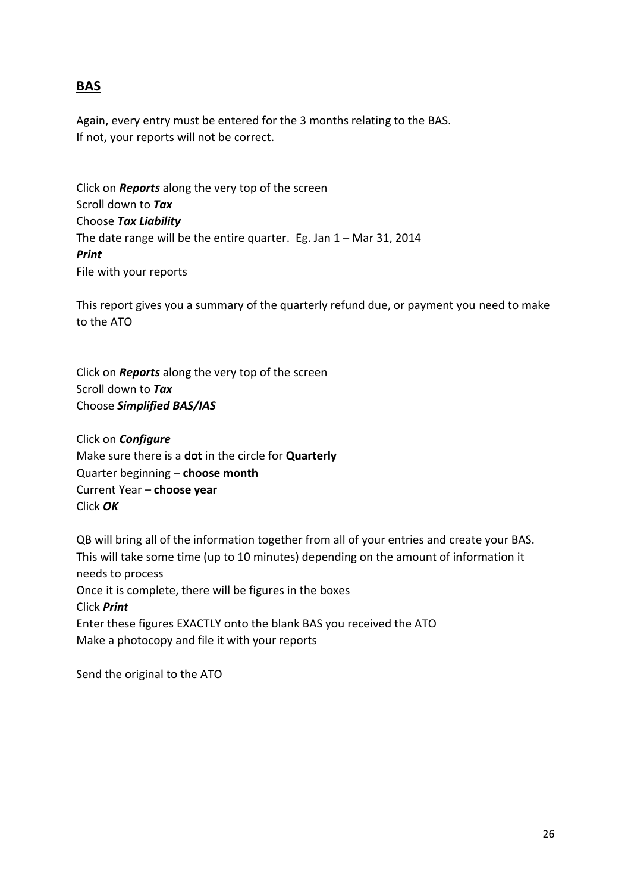## **BAS**

Again, every entry must be entered for the 3 months relating to the BAS.
If not, your reports will not be correct.

Click on ***Reports*** along the very top of the screen
Scroll down to ***Tax***
Choose ***Tax Liability***
The date range will be the entire quarter. Eg. Jan 1 – Mar 31, 2014
***Print***
File with your reports

This report gives you a summary of the quarterly refund due, or payment you need to make to the ATO

Click on ***Reports*** along the very top of the screen
Scroll down to ***Tax***
Choose ***Simplified BAS/IAS***

Click on ***Configure***
Make sure there is a **dot** in the circle for **Quarterly**
Quarter beginning – **choose month**
Current Year – **choose year**
Click ***OK***

QB will bring all of the information together from all of your entries and create your BAS.
This will take some time (up to 10 minutes) depending on the amount of information it needs to process
Once it is complete, there will be figures in the boxes
Click ***Print***
Enter these figures EXACTLY onto the blank BAS you received the ATO
Make a photocopy and file it with your reports

Send the original to the ATO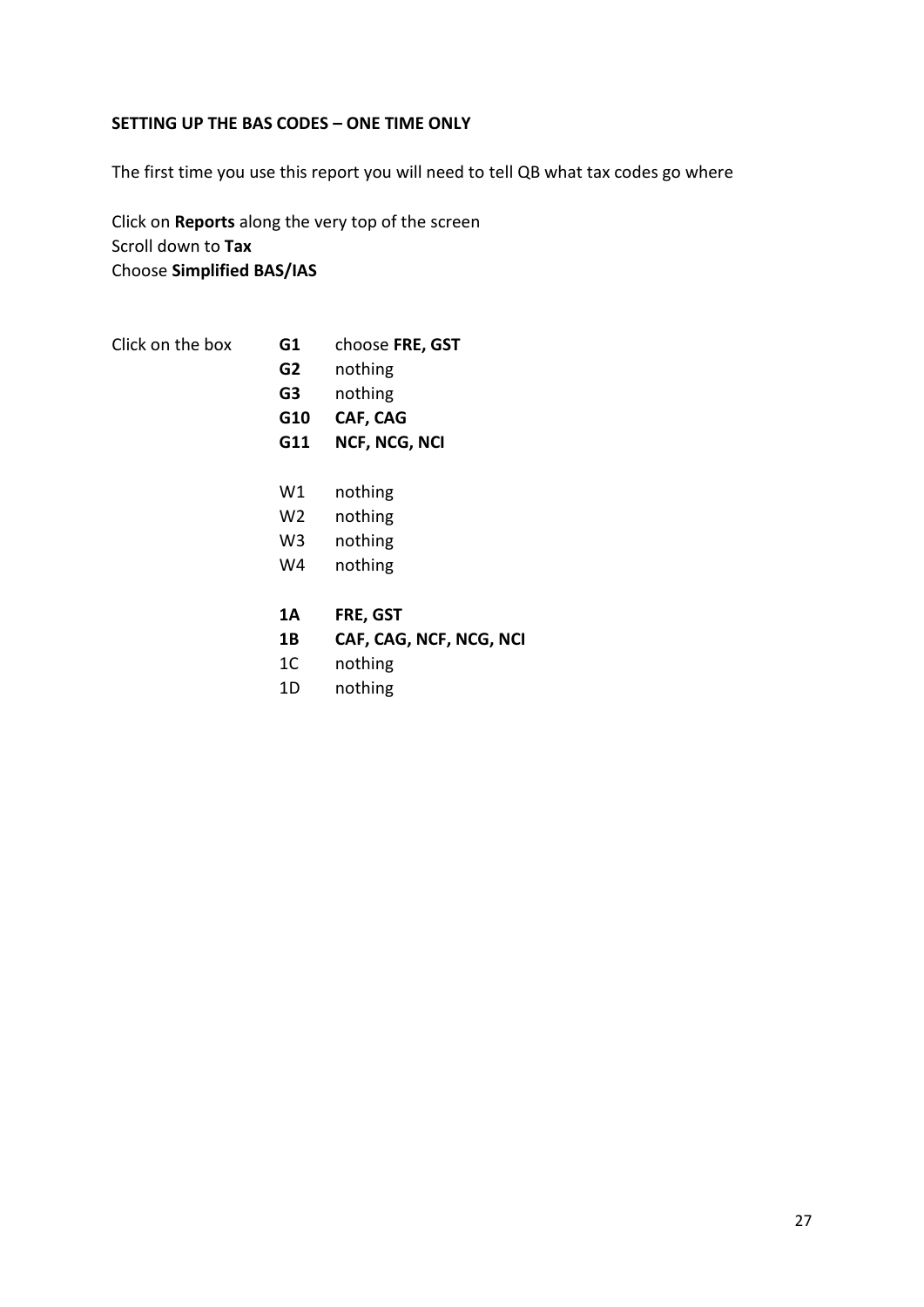**SETTING UP THE BAS CODES – ONE TIME ONLY**

The first time you use this report you will need to tell QB what tax codes go where

Click on **Reports** along the very top of the screen
Scroll down to **Tax**
Choose **Simplified BAS/IAS**

Click on the box

**G1** choose **FRE, GST**
**G2** nothing
**G3** nothing
**G10** **CAF, CAG**
**G11** **NCF, NCG, NCI**

W1 nothing
W2 nothing
W3 nothing
W4 nothing

**1A** **FRE, GST**
**1B** **CAF, CAG, NCF, NCG, NCI**
1C nothing
1D nothing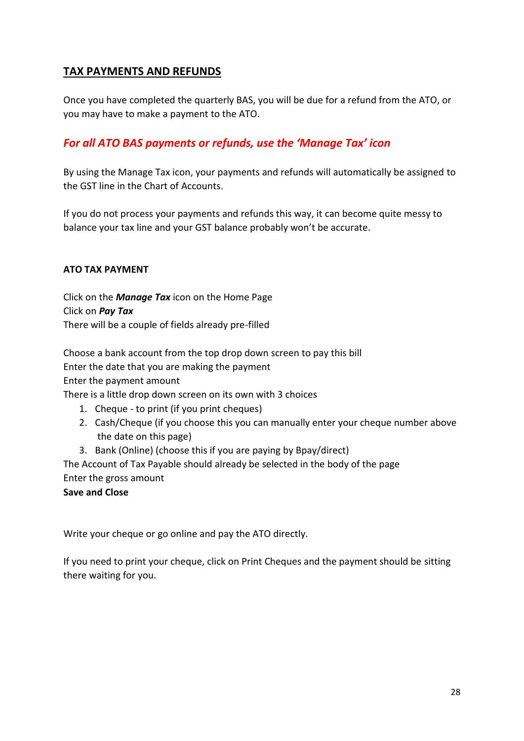## TAX PAYMENTS AND REFUNDS

Once you have completed the quarterly BAS, you will be due for a refund from the ATO, or you may have to make a payment to the ATO.

### *For all ATO BAS payments or refunds, use the 'Manage Tax' icon*

By using the Manage Tax icon, your payments and refunds will automatically be assigned to the GST line in the Chart of Accounts.

If you do not process your payments and refunds this way, it can become quite messy to balance your tax line and your GST balance probably won't be accurate.

**ATO TAX PAYMENT**

Click on the ***Manage Tax*** icon on the Home Page
Click on ***Pay Tax***
There will be a couple of fields already pre-filled

Choose a bank account from the top drop down screen to pay this bill
Enter the date that you are making the payment
Enter the payment amount
There is a little drop down screen on its own with 3 choices

1. Cheque - to print (if you print cheques)
2. Cash/Cheque (if you choose this you can manually enter your cheque number above the date on this page)
3. Bank (Online) (choose this if you are paying by Bpay/direct)

The Account of Tax Payable should already be selected in the body of the page
Enter the gross amount
**Save and Close**

Write your cheque or go online and pay the ATO directly.

If you need to print your cheque, click on Print Cheques and the payment should be sitting there waiting for you.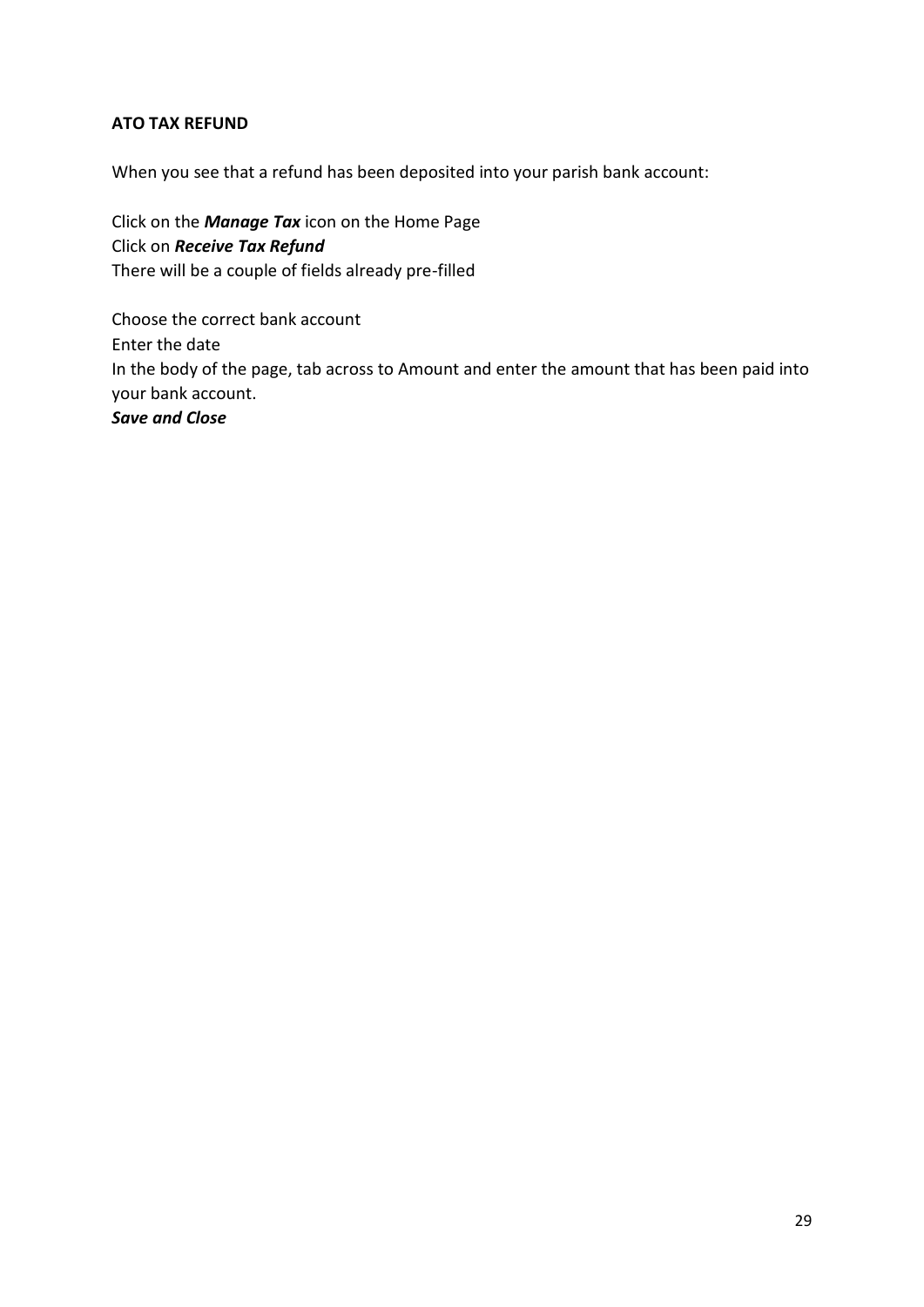**ATO TAX REFUND**

When you see that a refund has been deposited into your parish bank account:

Click on the ***Manage Tax*** icon on the Home Page  
Click on ***Receive Tax Refund***  
There will be a couple of fields already pre-filled

Choose the correct bank account  
Enter the date  
In the body of the page, tab across to Amount and enter the amount that has been paid into your bank account.  
***Save and Close***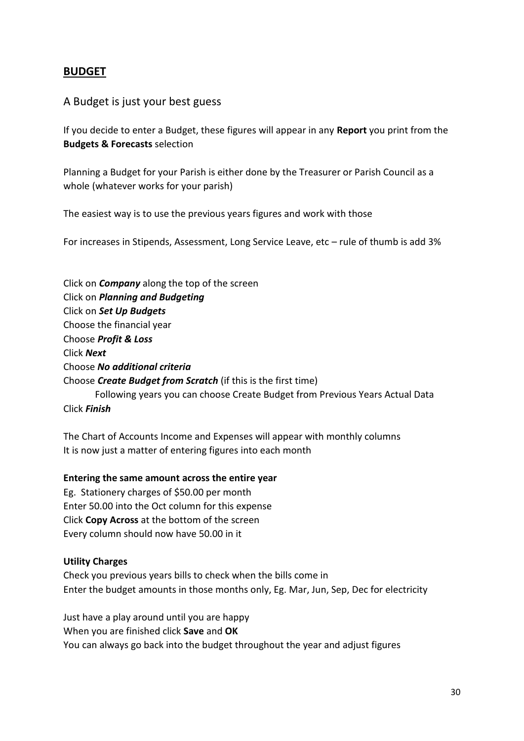## **BUDGET**

A Budget is just your best guess

If you decide to enter a Budget, these figures will appear in any **Report** you print from the **Budgets & Forecasts** selection

Planning a Budget for your Parish is either done by the Treasurer or Parish Council as a whole (whatever works for your parish)

The easiest way is to use the previous years figures and work with those

For increases in Stipends, Assessment, Long Service Leave, etc – rule of thumb is add 3%

Click on ***Company*** along the top of the screen
Click on ***Planning and Budgeting***
Click on ***Set Up Budgets***
Choose the financial year
Choose ***Profit & Loss***
Click ***Next***
Choose ***No additional criteria***
Choose ***Create Budget from Scratch*** (if this is the first time)
    Following years you can choose Create Budget from Previous Years Actual Data
Click ***Finish***

The Chart of Accounts Income and Expenses will appear with monthly columns
It is now just a matter of entering figures into each month

**Entering the same amount across the entire year**
Eg. Stationery charges of $50.00 per month
Enter 50.00 into the Oct column for this expense
Click **Copy Across** at the bottom of the screen
Every column should now have 50.00 in it

**Utility Charges**
Check you previous years bills to check when the bills come in
Enter the budget amounts in those months only, Eg. Mar, Jun, Sep, Dec for electricity

Just have a play around until you are happy
When you are finished click **Save** and **OK**
You can always go back into the budget throughout the year and adjust figures